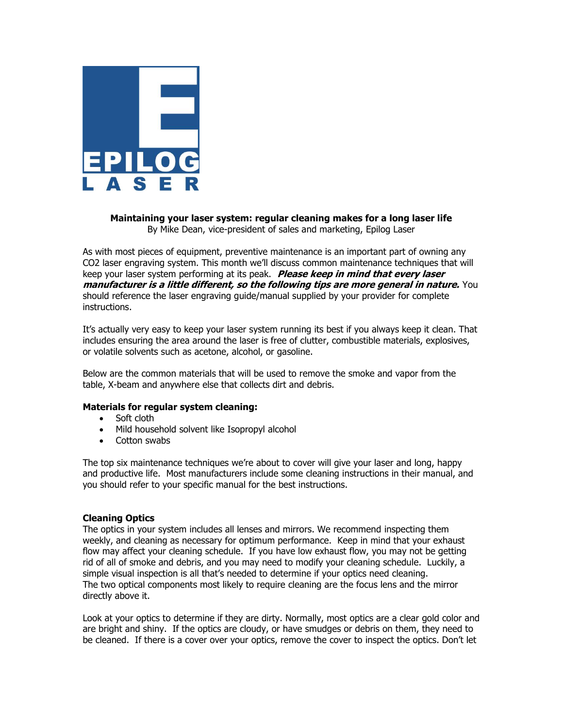**Maintaining your laser system: regular cleaning makes for a long laser life**

By Mike Dean, vice-president of sales and marketing, Epilog Laser

As with most pieces of equipment, preventive maintenance is an important part of owning any CO2 laser engraving system. This month we'll discuss common maintenance techniques that will keep your laser system performing at its peak. ***Please keep in mind that every laser manufacturer is a little different, so the following tips are more general in nature.*** You should reference the laser engraving guide/manual supplied by your provider for complete instructions.

It's actually very easy to keep your laser system running its best if you always keep it clean. That includes ensuring the area around the laser is free of clutter, combustible materials, explosives, or volatile solvents such as acetone, alcohol, or gasoline.

Below are the common materials that will be used to remove the smoke and vapor from the table, X-beam and anywhere else that collects dirt and debris.

**Materials for regular system cleaning:**

- Soft cloth
- Mild household solvent like Isopropyl alcohol
- Cotton swabs

The top six maintenance techniques we're about to cover will give your laser and long, happy and productive life. Most manufacturers include some cleaning instructions in their manual, and you should refer to your specific manual for the best instructions.

**Cleaning Optics**

The optics in your system includes all lenses and mirrors. We recommend inspecting them weekly, and cleaning as necessary for optimum performance. Keep in mind that your exhaust flow may affect your cleaning schedule. If you have low exhaust flow, you may not be getting rid of all of smoke and debris, and you may need to modify your cleaning schedule. Luckily, a simple visual inspection is all that's needed to determine if your optics need cleaning. The two optical components most likely to require cleaning are the focus lens and the mirror directly above it.

Look at your optics to determine if they are dirty. Normally, most optics are a clear gold color and are bright and shiny. If the optics are cloudy, or have smudges or debris on them, they need to be cleaned. If there is a cover over your optics, remove the cover to inspect the optics. Don't let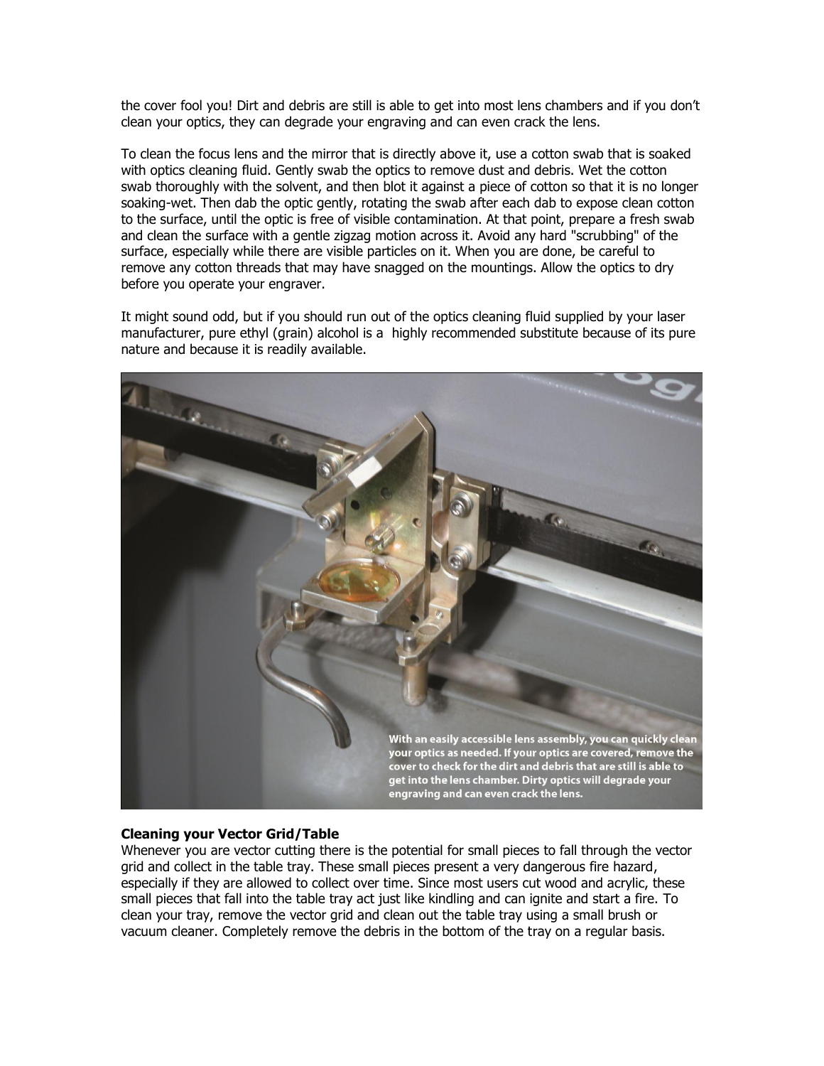the cover fool you! Dirt and debris are still is able to get into most lens chambers and if you don't clean your optics, they can degrade your engraving and can even crack the lens.

To clean the focus lens and the mirror that is directly above it, use a cotton swab that is soaked with optics cleaning fluid. Gently swab the optics to remove dust and debris. Wet the cotton swab thoroughly with the solvent, and then blot it against a piece of cotton so that it is no longer soaking-wet. Then dab the optic gently, rotating the swab after each dab to expose clean cotton to the surface, until the optic is free of visible contamination. At that point, prepare a fresh swab and clean the surface with a gentle zigzag motion across it. Avoid any hard "scrubbing" of the surface, especially while there are visible particles on it. When you are done, be careful to remove any cotton threads that may have snagged on the mountings. Allow the optics to dry before you operate your engraver.

It might sound odd, but if you should run out of the optics cleaning fluid supplied by your laser manufacturer, pure ethyl (grain) alcohol is a highly recommended substitute because of its pure nature and because it is readily available.

With an easily accessible lens assembly, you can quickly clean your optics as needed. If your optics are covered, remove the cover to check for the dirt and debris that are still is able to get into the lens chamber. Dirty optics will degrade your engraving and can even crack the lens.

**Cleaning your Vector Grid/Table**

Whenever you are vector cutting there is the potential for small pieces to fall through the vector grid and collect in the table tray. These small pieces present a very dangerous fire hazard, especially if they are allowed to collect over time. Since most users cut wood and acrylic, these small pieces that fall into the table tray act just like kindling and can ignite and start a fire. To clean your tray, remove the vector grid and clean out the table tray using a small brush or vacuum cleaner. Completely remove the debris in the bottom of the tray on a regular basis.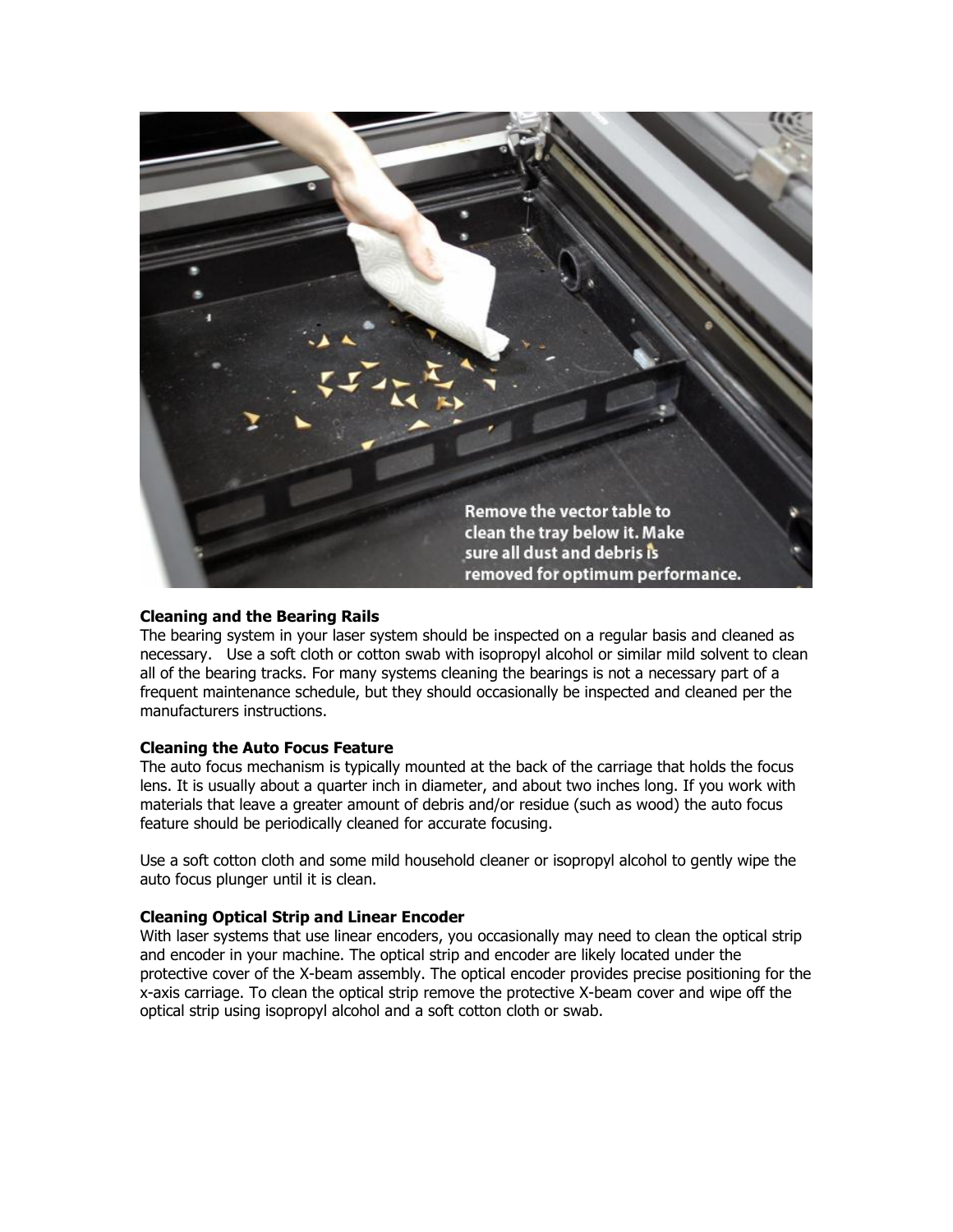**Cleaning and the Bearing Rails**

The bearing system in your laser system should be inspected on a regular basis and cleaned as necessary. Use a soft cloth or cotton swab with isopropyl alcohol or similar mild solvent to clean all of the bearing tracks. For many systems cleaning the bearings is not a necessary part of a frequent maintenance schedule, but they should occasionally be inspected and cleaned per the manufacturers instructions.

**Cleaning the Auto Focus Feature**

The auto focus mechanism is typically mounted at the back of the carriage that holds the focus lens. It is usually about a quarter inch in diameter, and about two inches long. If you work with materials that leave a greater amount of debris and/or residue (such as wood) the auto focus feature should be periodically cleaned for accurate focusing.

Use a soft cotton cloth and some mild household cleaner or isopropyl alcohol to gently wipe the auto focus plunger until it is clean.

**Cleaning Optical Strip and Linear Encoder**

With laser systems that use linear encoders, you occasionally may need to clean the optical strip and encoder in your machine. The optical strip and encoder are likely located under the protective cover of the X-beam assembly. The optical encoder provides precise positioning for the x-axis carriage. To clean the optical strip remove the protective X-beam cover and wipe off the optical strip using isopropyl alcohol and a soft cotton cloth or swab.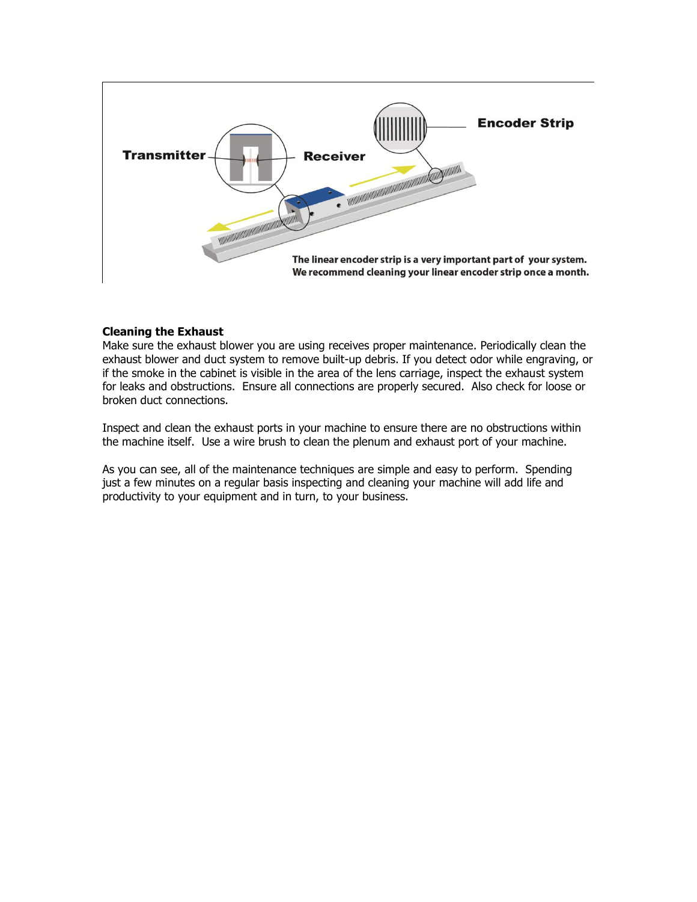Transmitter

Receiver

Encoder Strip

**The linear encoder strip is a very important part of your system. We recommend cleaning your linear encoder strip once a month.**

**Cleaning the Exhaust**

Make sure the exhaust blower you are using receives proper maintenance. Periodically clean the exhaust blower and duct system to remove built-up debris. If you detect odor while engraving, or if the smoke in the cabinet is visible in the area of the lens carriage, inspect the exhaust system for leaks and obstructions. Ensure all connections are properly secured. Also check for loose or broken duct connections.

Inspect and clean the exhaust ports in your machine to ensure there are no obstructions within the machine itself. Use a wire brush to clean the plenum and exhaust port of your machine.

As you can see, all of the maintenance techniques are simple and easy to perform. Spending just a few minutes on a regular basis inspecting and cleaning your machine will add life and productivity to your equipment and in turn, to your business.